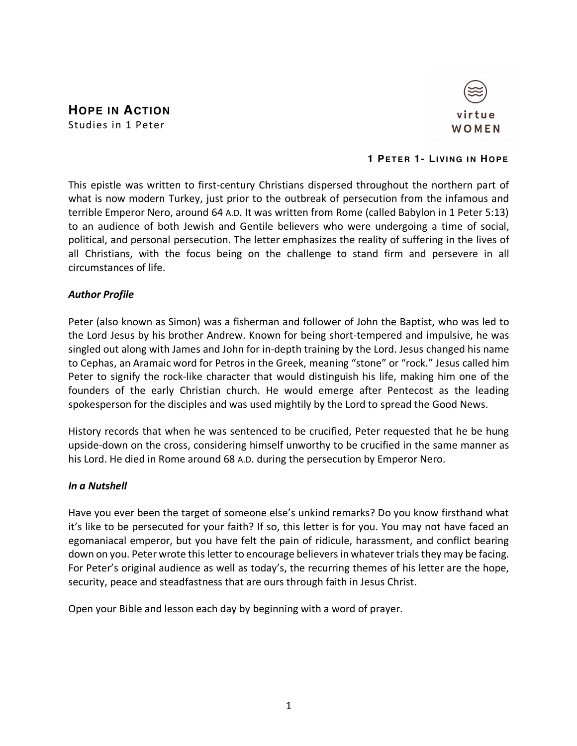# HOPE IN ACTION

Studies in 1 Peter

virtue WOMEN

## 1 PETER 1- LIVING IN HOPE

This epistle was written to first-century Christians dispersed throughout the northern part of what is now modern Turkey, just prior to the outbreak of persecution from the infamous and terrible Emperor Nero, around 64 A.D. It was written from Rome (called Babylon in 1 Peter 5:13) to an audience of both Jewish and Gentile believers who were undergoing a time of social, political, and personal persecution. The letter emphasizes the reality of suffering in the lives of all Christians, with the focus being on the challenge to stand firm and persevere in all circumstances of life.

### *Author Profile*

Peter (also known as Simon) was a fisherman and follower of John the Baptist, who was led to the Lord Jesus by his brother Andrew. Known for being short-tempered and impulsive, he was singled out along with James and John for in-depth training by the Lord. Jesus changed his name to Cephas, an Aramaic word for Petros in the Greek, meaning "stone" or "rock." Jesus called him Peter to signify the rock-like character that would distinguish his life, making him one of the founders of the early Christian church. He would emerge after Pentecost as the leading spokesperson for the disciples and was used mightily by the Lord to spread the Good News.

History records that when he was sentenced to be crucified, Peter requested that he be hung upside-down on the cross, considering himself unworthy to be crucified in the same manner as his Lord. He died in Rome around 68 A.D. during the persecution by Emperor Nero.

### *In a Nutshell*

Have you ever been the target of someone else's unkind remarks? Do you know firsthand what it's like to be persecuted for your faith? If so, this letter is for you. You may not have faced an egomaniacal emperor, but you have felt the pain of ridicule, harassment, and conflict bearing down on you. Peter wrote this letter to encourage believers in whatever trials they may be facing. For Peter's original audience as well as today's, the recurring themes of his letter are the hope, security, peace and steadfastness that are ours through faith in Jesus Christ.

Open your Bible and lesson each day by beginning with a word of prayer.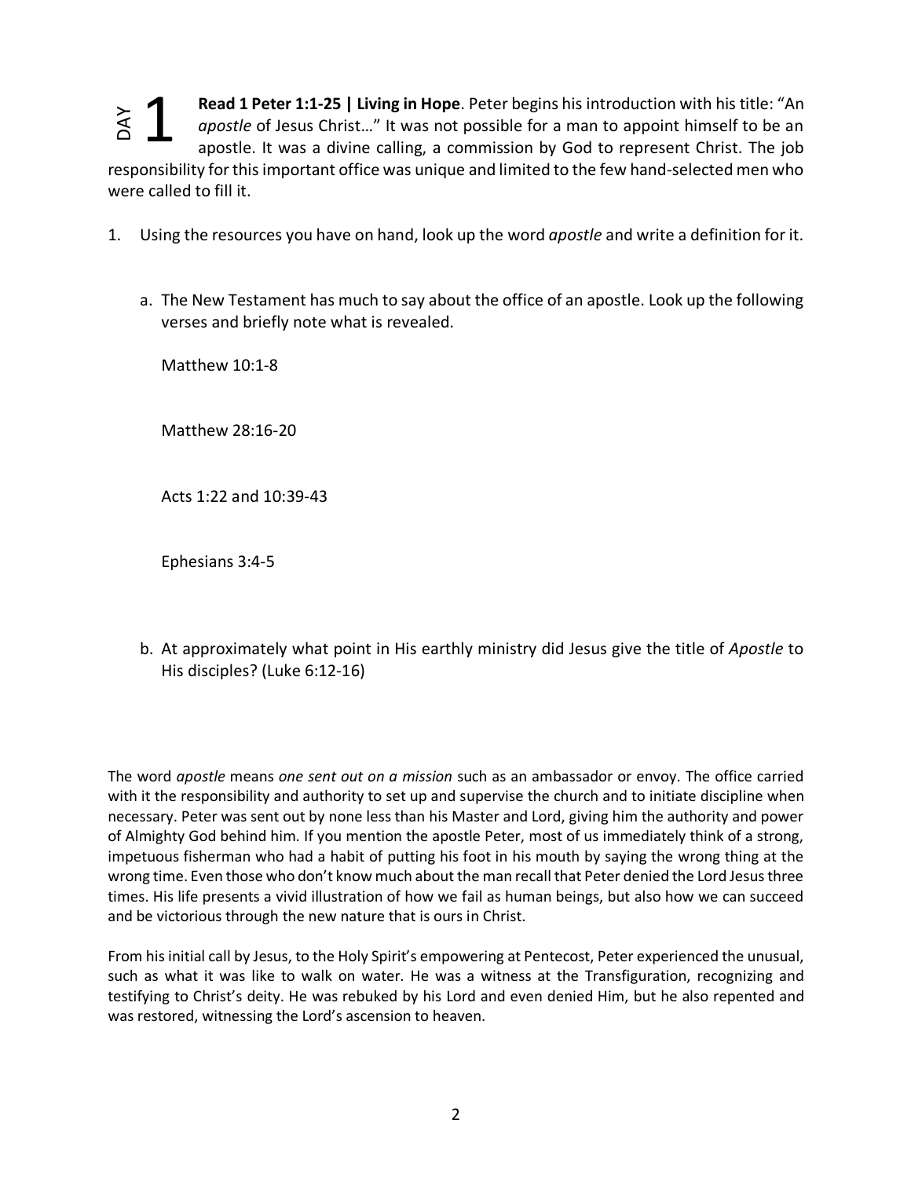# DAY 1

**Read 1 Peter 1:1-25 | Living in Hope**. Peter begins his introduction with his title: "An *apostle* of Jesus Christ…" It was not possible for a man to appoint himself to be an apostle. It was a divine calling, a commission by God to represent Christ. The job responsibility for this important office was unique and limited to the few hand-selected men who were called to fill it.

1. Using the resources you have on hand, look up the word *apostle* and write a definition for it.

   a. The New Testament has much to say about the office of an apostle. Look up the following verses and briefly note what is revealed.

      Matthew 10:1-8

      Matthew 28:16-20

      Acts 1:22 and 10:39-43

      Ephesians 3:4-5

   b. At approximately what point in His earthly ministry did Jesus give the title of *Apostle* to His disciples? (Luke 6:12-16)

The word *apostle* means *one sent out on a mission* such as an ambassador or envoy. The office carried with it the responsibility and authority to set up and supervise the church and to initiate discipline when necessary. Peter was sent out by none less than his Master and Lord, giving him the authority and power of Almighty God behind him. If you mention the apostle Peter, most of us immediately think of a strong, impetuous fisherman who had a habit of putting his foot in his mouth by saying the wrong thing at the wrong time. Even those who don't know much about the man recall that Peter denied the Lord Jesus three times. His life presents a vivid illustration of how we fail as human beings, but also how we can succeed and be victorious through the new nature that is ours in Christ.

From his initial call by Jesus, to the Holy Spirit's empowering at Pentecost, Peter experienced the unusual, such as what it was like to walk on water. He was a witness at the Transfiguration, recognizing and testifying to Christ's deity. He was rebuked by his Lord and even denied Him, but he also repented and was restored, witnessing the Lord's ascension to heaven.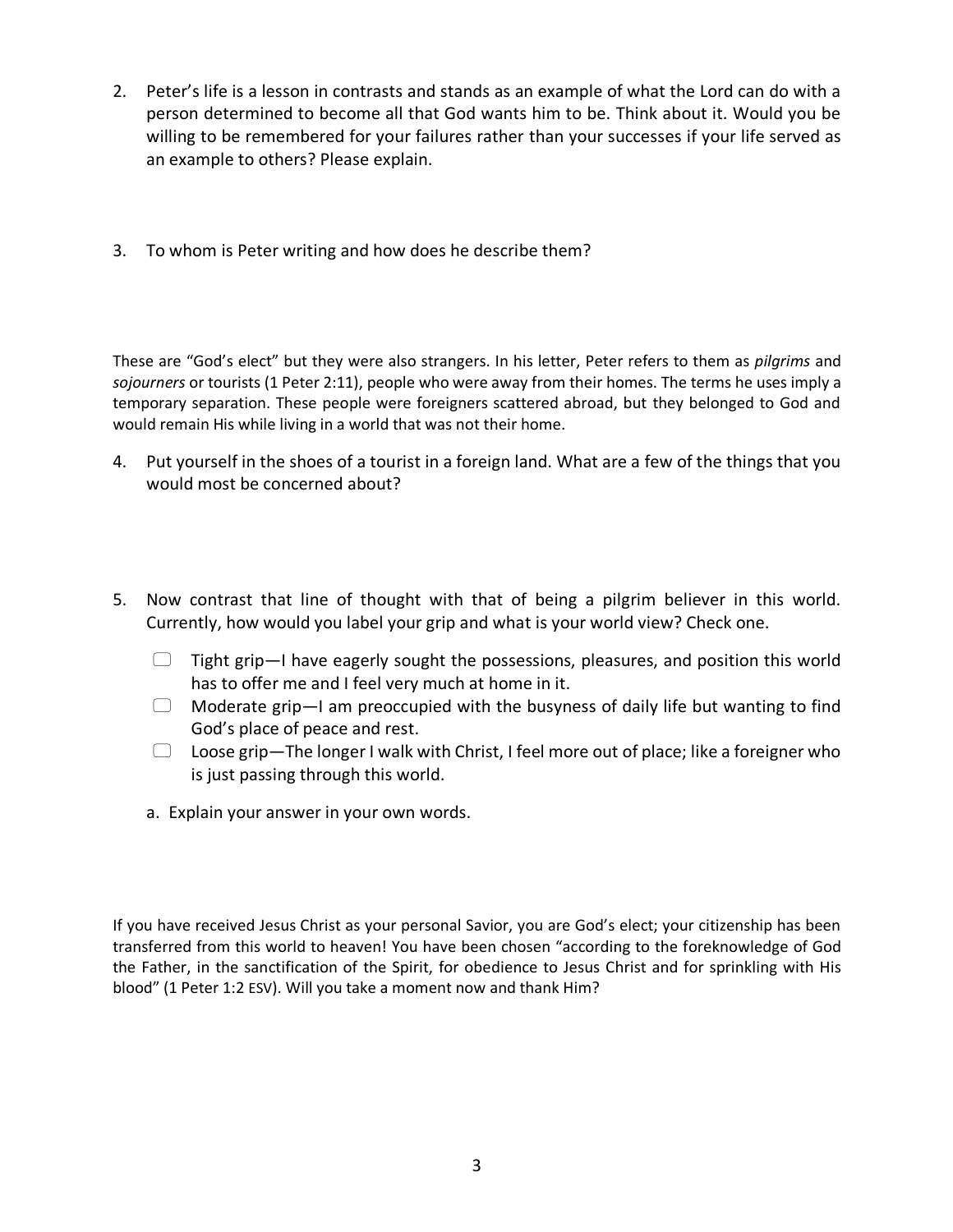2. Peter's life is a lesson in contrasts and stands as an example of what the Lord can do with a person determined to become all that God wants him to be. Think about it. Would you be willing to be remembered for your failures rather than your successes if your life served as an example to others? Please explain.

3. To whom is Peter writing and how does he describe them?

These are "God's elect" but they were also strangers. In his letter, Peter refers to them as *pilgrims* and *sojourners* or tourists (1 Peter 2:11), people who were away from their homes. The terms he uses imply a temporary separation. These people were foreigners scattered abroad, but they belonged to God and would remain His while living in a world that was not their home.

4. Put yourself in the shoes of a tourist in a foreign land. What are a few of the things that you would most be concerned about?

5. Now contrast that line of thought with that of being a pilgrim believer in this world. Currently, how would you label your grip and what is your world view? Check one.

   - ☐ Tight grip—I have eagerly sought the possessions, pleasures, and position this world has to offer me and I feel very much at home in it.
   - ☐ Moderate grip—I am preoccupied with the busyness of daily life but wanting to find God's place of peace and rest.
   - ☐ Loose grip—The longer I walk with Christ, I feel more out of place; like a foreigner who is just passing through this world.

   a. Explain your answer in your own words.

If you have received Jesus Christ as your personal Savior, you are God's elect; your citizenship has been transferred from this world to heaven! You have been chosen "according to the foreknowledge of God the Father, in the sanctification of the Spirit, for obedience to Jesus Christ and for sprinkling with His blood" (1 Peter 1:2 ESV). Will you take a moment now and thank Him?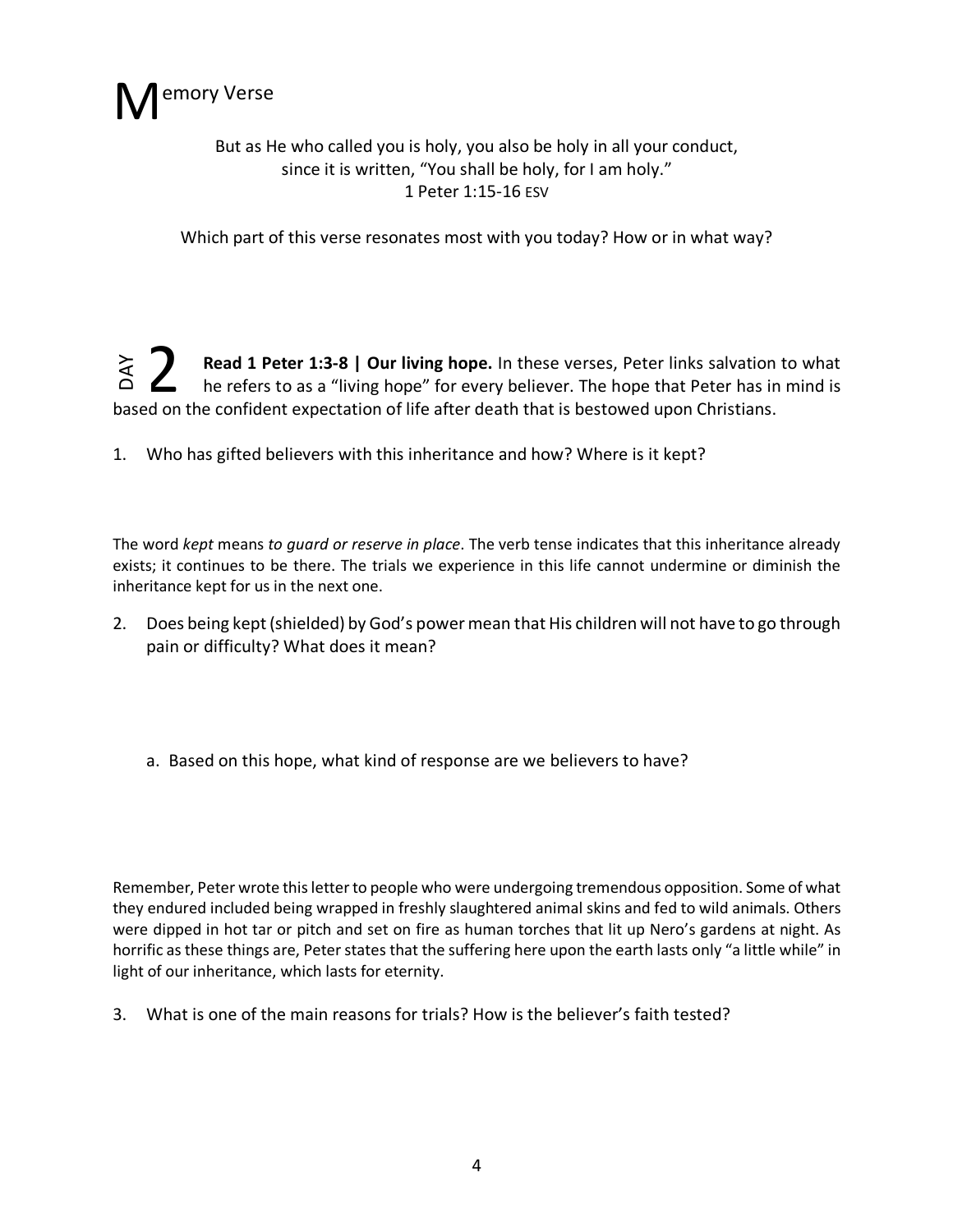# Memory Verse

But as He who called you is holy, you also be holy in all your conduct,
since it is written, "You shall be holy, for I am holy."
1 Peter 1:15-16 ESV

Which part of this verse resonates most with you today? How or in what way?

## DAY 2

**Read 1 Peter 1:3-8 | Our living hope.** In these verses, Peter links salvation to what he refers to as a "living hope" for every believer. The hope that Peter has in mind is based on the confident expectation of life after death that is bestowed upon Christians.

1. Who has gifted believers with this inheritance and how? Where is it kept?

The word *kept* means *to guard or reserve in place*. The verb tense indicates that this inheritance already exists; it continues to be there. The trials we experience in this life cannot undermine or diminish the inheritance kept for us in the next one.

2. Does being kept (shielded) by God's power mean that His children will not have to go through pain or difficulty? What does it mean?

   a. Based on this hope, what kind of response are we believers to have?

Remember, Peter wrote this letter to people who were undergoing tremendous opposition. Some of what they endured included being wrapped in freshly slaughtered animal skins and fed to wild animals. Others were dipped in hot tar or pitch and set on fire as human torches that lit up Nero's gardens at night. As horrific as these things are, Peter states that the suffering here upon the earth lasts only "a little while" in light of our inheritance, which lasts for eternity.

3. What is one of the main reasons for trials? How is the believer's faith tested?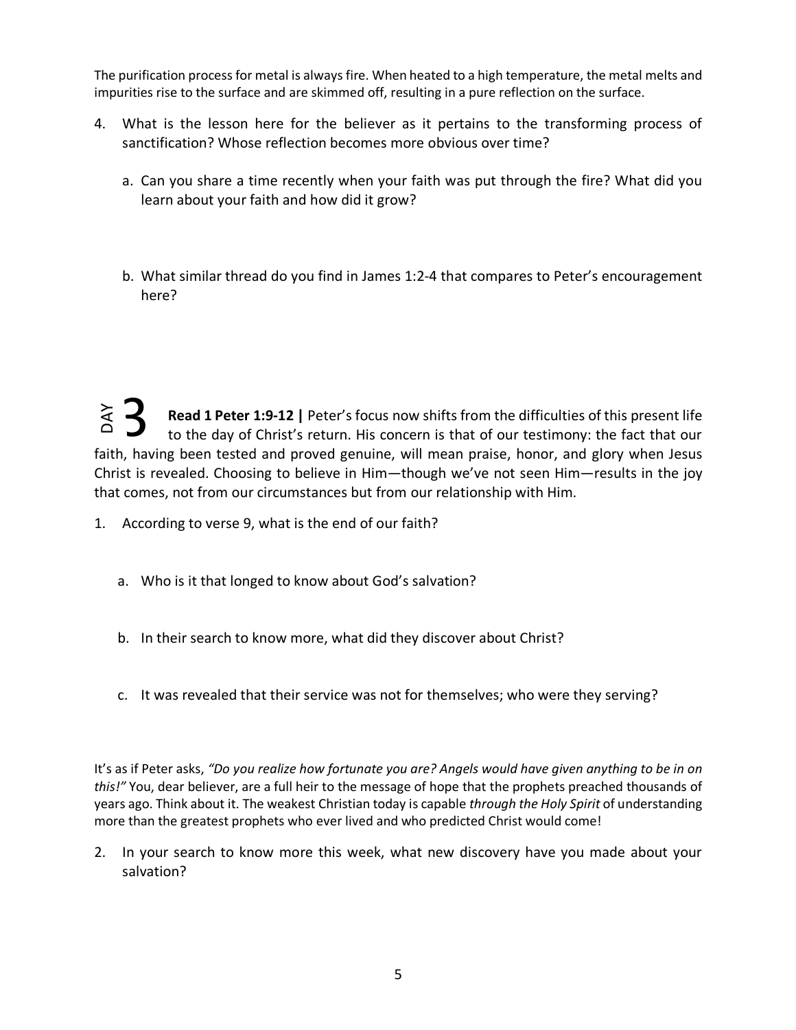The purification process for metal is always fire. When heated to a high temperature, the metal melts and impurities rise to the surface and are skimmed off, resulting in a pure reflection on the surface.

4. What is the lesson here for the believer as it pertains to the transforming process of sanctification? Whose reflection becomes more obvious over time?

   a. Can you share a time recently when your faith was put through the fire? What did you learn about your faith and how did it grow?

   b. What similar thread do you find in James 1:2-4 that compares to Peter's encouragement here?

## DAY 3

**Read 1 Peter 1:9-12 |** Peter's focus now shifts from the difficulties of this present life to the day of Christ's return. His concern is that of our testimony: the fact that our faith, having been tested and proved genuine, will mean praise, honor, and glory when Jesus Christ is revealed. Choosing to believe in Him—though we've not seen Him—results in the joy that comes, not from our circumstances but from our relationship with Him.

1. According to verse 9, what is the end of our faith?

   a. Who is it that longed to know about God's salvation?

   b. In their search to know more, what did they discover about Christ?

   c. It was revealed that their service was not for themselves; who were they serving?

It's as if Peter asks, *"Do you realize how fortunate you are? Angels would have given anything to be in on this!"* You, dear believer, are a full heir to the message of hope that the prophets preached thousands of years ago. Think about it. The weakest Christian today is capable *through the Holy Spirit* of understanding more than the greatest prophets who ever lived and who predicted Christ would come!

2. In your search to know more this week, what new discovery have you made about your salvation?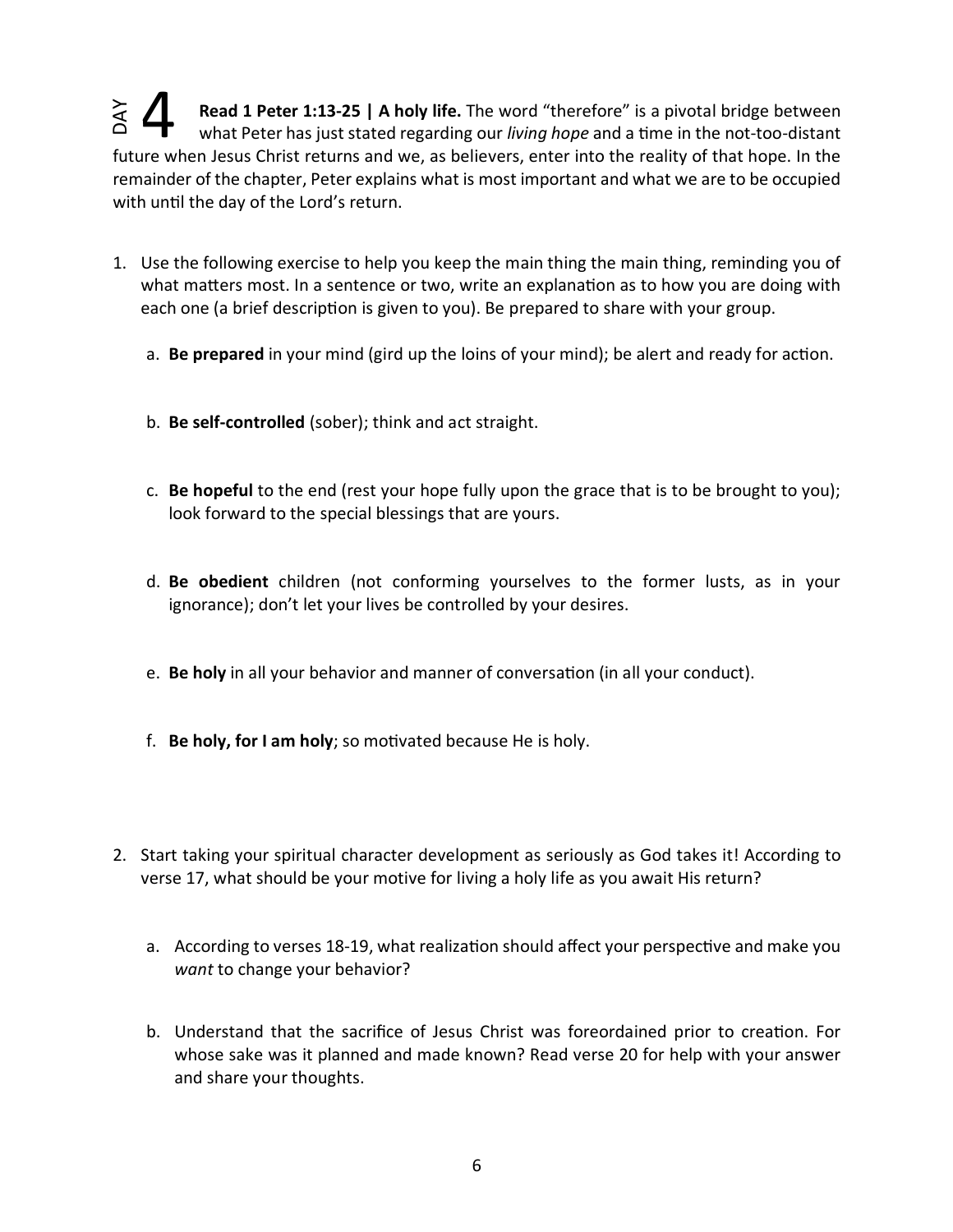## DAY 4

**Read 1 Peter 1:13-25 | A holy life.** The word "therefore" is a pivotal bridge between what Peter has just stated regarding our *living hope* and a time in the not-too-distant future when Jesus Christ returns and we, as believers, enter into the reality of that hope. In the remainder of the chapter, Peter explains what is most important and what we are to be occupied with until the day of the Lord's return.

1. Use the following exercise to help you keep the main thing the main thing, reminding you of what matters most. In a sentence or two, write an explanation as to how you are doing with each one (a brief description is given to you). Be prepared to share with your group.

   a. **Be prepared** in your mind (gird up the loins of your mind); be alert and ready for action.

   b. **Be self-controlled** (sober); think and act straight.

   c. **Be hopeful** to the end (rest your hope fully upon the grace that is to be brought to you); look forward to the special blessings that are yours.

   d. **Be obedient** children (not conforming yourselves to the former lusts, as in your ignorance); don't let your lives be controlled by your desires.

   e. **Be holy** in all your behavior and manner of conversation (in all your conduct).

   f. **Be holy, for I am holy**; so motivated because He is holy.

2. Start taking your spiritual character development as seriously as God takes it! According to verse 17, what should be your motive for living a holy life as you await His return?

   a. According to verses 18-19, what realization should affect your perspective and make you *want* to change your behavior?

   b. Understand that the sacrifice of Jesus Christ was foreordained prior to creation. For whose sake was it planned and made known? Read verse 20 for help with your answer and share your thoughts.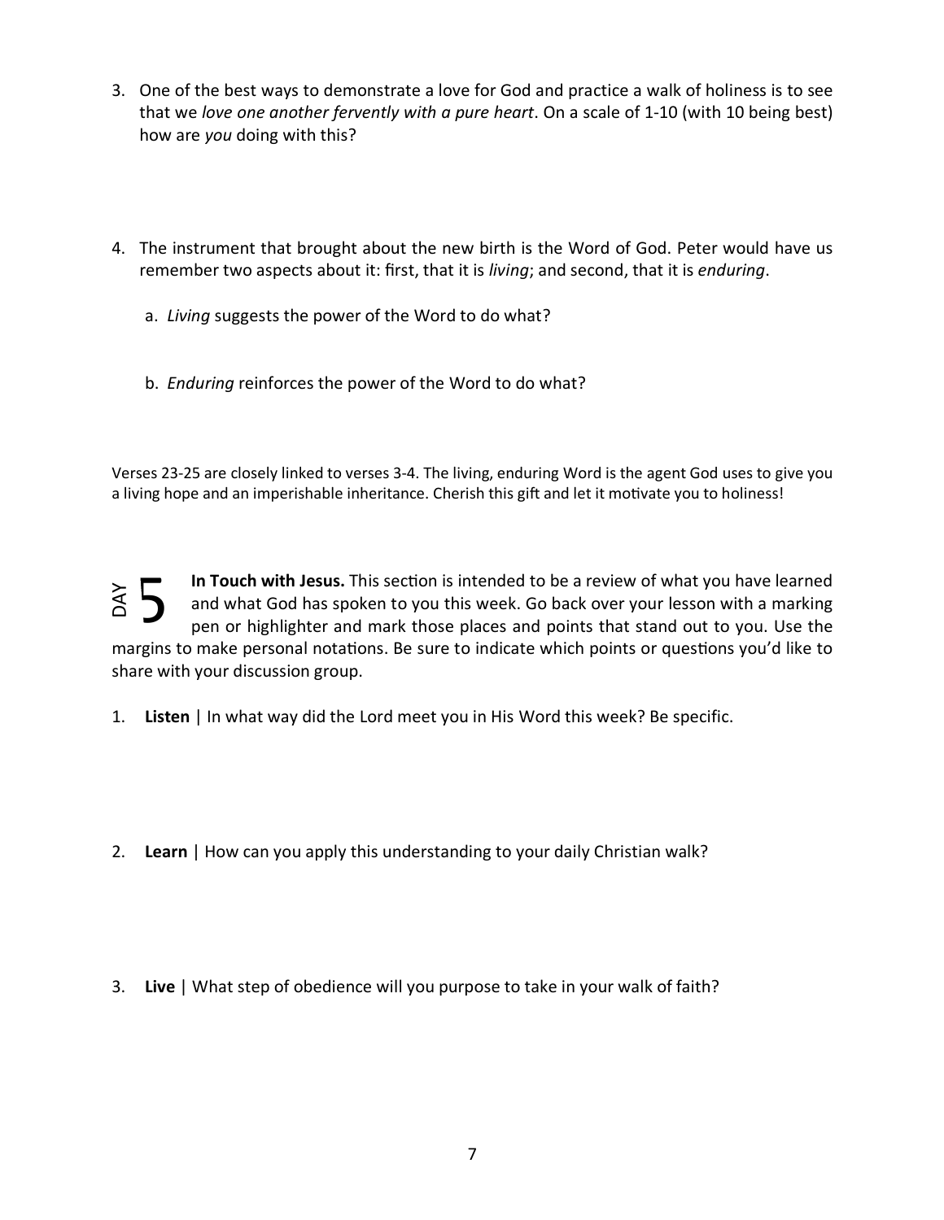3. One of the best ways to demonstrate a love for God and practice a walk of holiness is to see that we *love one another fervently with a pure heart*. On a scale of 1-10 (with 10 being best) how are *you* doing with this?

4. The instrument that brought about the new birth is the Word of God. Peter would have us remember two aspects about it: first, that it is *living*; and second, that it is *enduring*.

   a. *Living* suggests the power of the Word to do what?

   b. *Enduring* reinforces the power of the Word to do what?

Verses 23-25 are closely linked to verses 3-4. The living, enduring Word is the agent God uses to give you a living hope and an imperishable inheritance. Cherish this gift and let it motivate you to holiness!

## DAY 5

**In Touch with Jesus.** This section is intended to be a review of what you have learned and what God has spoken to you this week. Go back over your lesson with a marking pen or highlighter and mark those places and points that stand out to you. Use the margins to make personal notations. Be sure to indicate which points or questions you'd like to share with your discussion group.

1. **Listen** | In what way did the Lord meet you in His Word this week? Be specific.

2. **Learn** | How can you apply this understanding to your daily Christian walk?

3. **Live** | What step of obedience will you purpose to take in your walk of faith?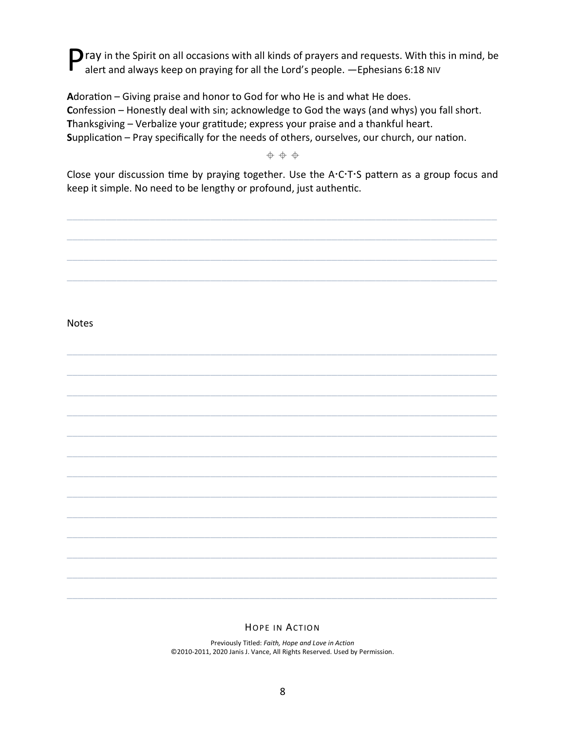Pray in the Spirit on all occasions with all kinds of prayers and requests. With this in mind, be alert and always keep on praying for all the Lord's people. —Ephesians 6:18 NIV

**A**doration – Giving praise and honor to God for who He is and what He does.
**C**onfession – Honestly deal with sin; acknowledge to God the ways (and whys) you fall short.
**T**hanksgiving – Verbalize your gratitude; express your praise and a thankful heart.
**S**upplication – Pray specifically for the needs of others, ourselves, our church, our nation.

⌖ ⌖ ⌖

Close your discussion time by praying together. Use the A·C·T·S pattern as a group focus and keep it simple. No need to be lengthy or profound, just authentic.

Notes

HOPE IN ACTION

Previously Titled: *Faith, Hope and Love in Action*
©2010-2011, 2020 Janis J. Vance, All Rights Reserved. Used by Permission.